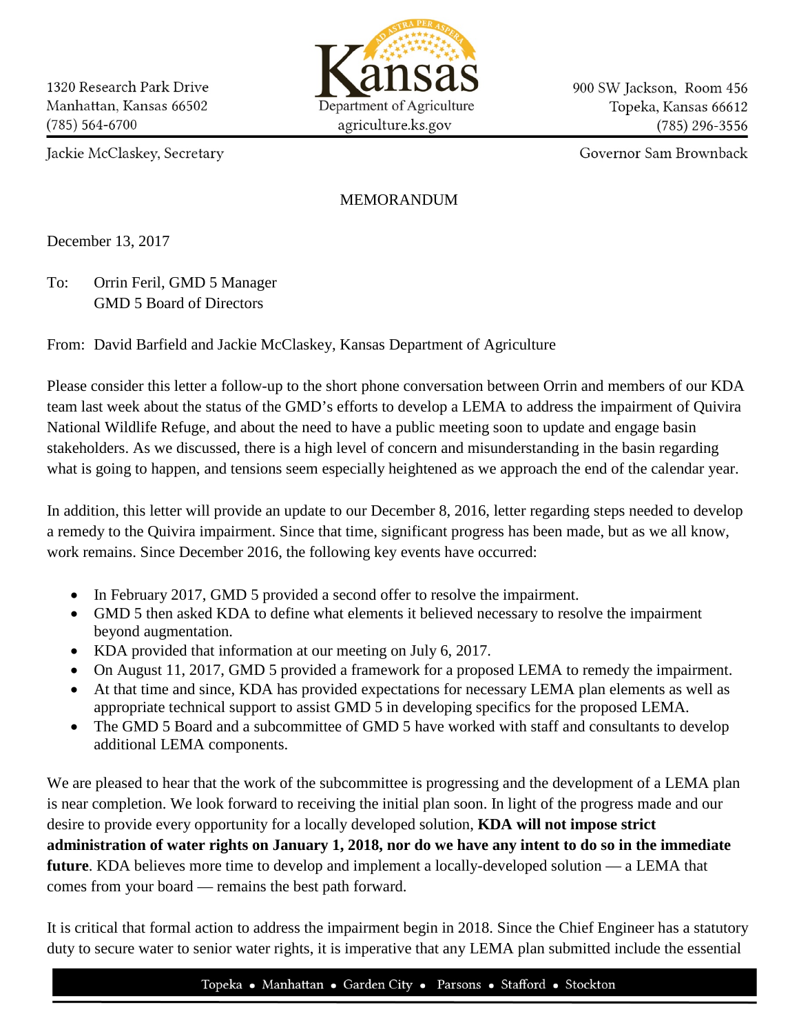1320 Research Park Drive
Manhattan, Kansas 66502
(785) 564-6700

Kansas Department of Agriculture
agriculture.ks.gov

900 SW Jackson, Room 456
Topeka, Kansas 66612
(785) 296-3556

Jackie McClaskey, Secretary

Governor Sam Brownback

MEMORANDUM

December 13, 2017

To: Orrin Feril, GMD 5 Manager
GMD 5 Board of Directors

From: David Barfield and Jackie McClaskey, Kansas Department of Agriculture

Please consider this letter a follow-up to the short phone conversation between Orrin and members of our KDA team last week about the status of the GMD's efforts to develop a LEMA to address the impairment of Quivira National Wildlife Refuge, and about the need to have a public meeting soon to update and engage basin stakeholders. As we discussed, there is a high level of concern and misunderstanding in the basin regarding what is going to happen, and tensions seem especially heightened as we approach the end of the calendar year.

In addition, this letter will provide an update to our December 8, 2016, letter regarding steps needed to develop a remedy to the Quivira impairment. Since that time, significant progress has been made, but as we all know, work remains. Since December 2016, the following key events have occurred:

- In February 2017, GMD 5 provided a second offer to resolve the impairment.
- GMD 5 then asked KDA to define what elements it believed necessary to resolve the impairment beyond augmentation.
- KDA provided that information at our meeting on July 6, 2017.
- On August 11, 2017, GMD 5 provided a framework for a proposed LEMA to remedy the impairment.
- At that time and since, KDA has provided expectations for necessary LEMA plan elements as well as appropriate technical support to assist GMD 5 in developing specifics for the proposed LEMA.
- The GMD 5 Board and a subcommittee of GMD 5 have worked with staff and consultants to develop additional LEMA components.

We are pleased to hear that the work of the subcommittee is progressing and the development of a LEMA plan is near completion. We look forward to receiving the initial plan soon. In light of the progress made and our desire to provide every opportunity for a locally developed solution, **KDA will not impose strict administration of water rights on January 1, 2018, nor do we have any intent to do so in the immediate future**. KDA believes more time to develop and implement a locally-developed solution — a LEMA that comes from your board — remains the best path forward.

It is critical that formal action to address the impairment begin in 2018. Since the Chief Engineer has a statutory duty to secure water to senior water rights, it is imperative that any LEMA plan submitted include the essential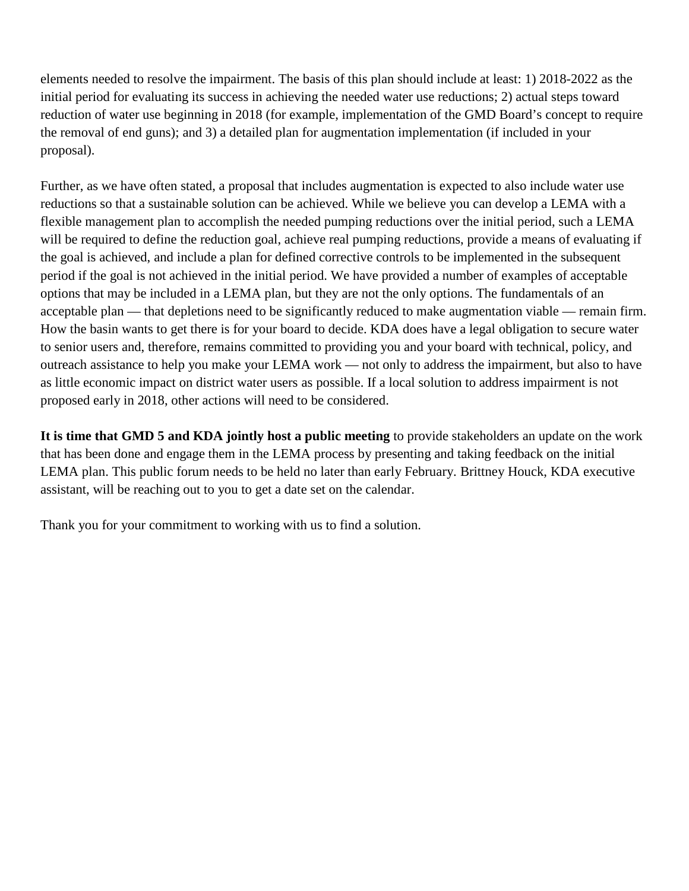elements needed to resolve the impairment. The basis of this plan should include at least: 1) 2018-2022 as the initial period for evaluating its success in achieving the needed water use reductions; 2) actual steps toward reduction of water use beginning in 2018 (for example, implementation of the GMD Board's concept to require the removal of end guns); and 3) a detailed plan for augmentation implementation (if included in your proposal).

Further, as we have often stated, a proposal that includes augmentation is expected to also include water use reductions so that a sustainable solution can be achieved. While we believe you can develop a LEMA with a flexible management plan to accomplish the needed pumping reductions over the initial period, such a LEMA will be required to define the reduction goal, achieve real pumping reductions, provide a means of evaluating if the goal is achieved, and include a plan for defined corrective controls to be implemented in the subsequent period if the goal is not achieved in the initial period. We have provided a number of examples of acceptable options that may be included in a LEMA plan, but they are not the only options. The fundamentals of an acceptable plan — that depletions need to be significantly reduced to make augmentation viable — remain firm. How the basin wants to get there is for your board to decide. KDA does have a legal obligation to secure water to senior users and, therefore, remains committed to providing you and your board with technical, policy, and outreach assistance to help you make your LEMA work — not only to address the impairment, but also to have as little economic impact on district water users as possible. If a local solution to address impairment is not proposed early in 2018, other actions will need to be considered.

**It is time that GMD 5 and KDA jointly host a public meeting** to provide stakeholders an update on the work that has been done and engage them in the LEMA process by presenting and taking feedback on the initial LEMA plan. This public forum needs to be held no later than early February. Brittney Houck, KDA executive assistant, will be reaching out to you to get a date set on the calendar.

Thank you for your commitment to working with us to find a solution.